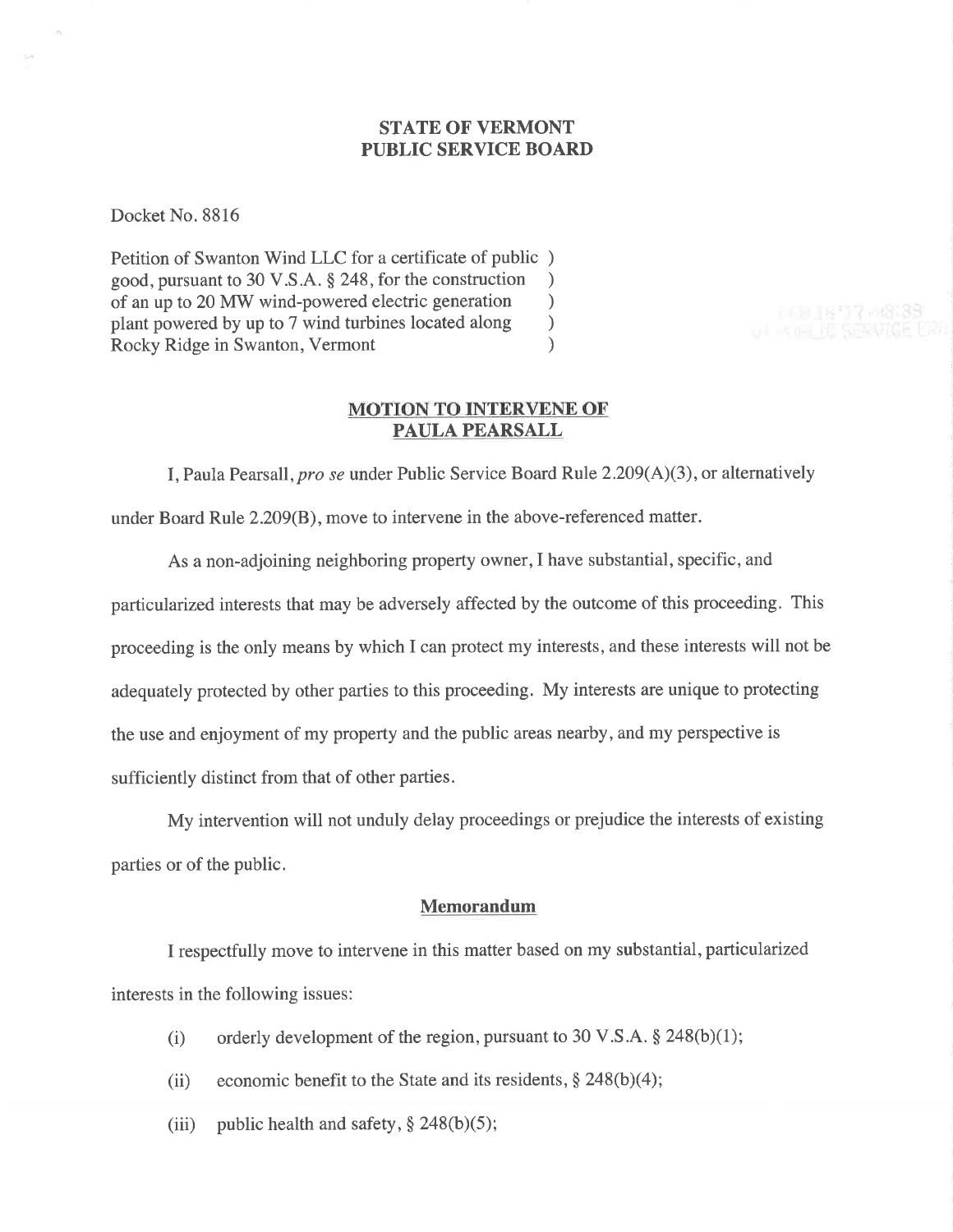# STATE OF VERMONT
# PUBLIC SERVICE BOARD

Docket No. 8816

Petition of Swanton Wind LLC for a certificate of public good, pursuant to 30 V.S.A. § 248, for the construction of an up to 20 MW wind-powered electric generation plant powered by up to 7 wind turbines located along Rocky Ridge in Swanton, Vermont

## MOTION TO INTERVENE OF PAULA PEARSALL

I, Paula Pearsall, *pro se* under Public Service Board Rule 2.209(A)(3), or alternatively under Board Rule 2.209(B), move to intervene in the above-referenced matter.

As a non-adjoining neighboring property owner, I have substantial, specific, and particularized interests that may be adversely affected by the outcome of this proceeding. This proceeding is the only means by which I can protect my interests, and these interests will not be adequately protected by other parties to this proceeding. My interests are unique to protecting the use and enjoyment of my property and the public areas nearby, and my perspective is sufficiently distinct from that of other parties.

My intervention will not unduly delay proceedings or prejudice the interests of existing parties or of the public.

### Memorandum

I respectfully move to intervene in this matter based on my substantial, particularized interests in the following issues:

(i) orderly development of the region, pursuant to 30 V.S.A. § 248(b)(1);

(ii) economic benefit to the State and its residents, § 248(b)(4);

(iii) public health and safety, § 248(b)(5);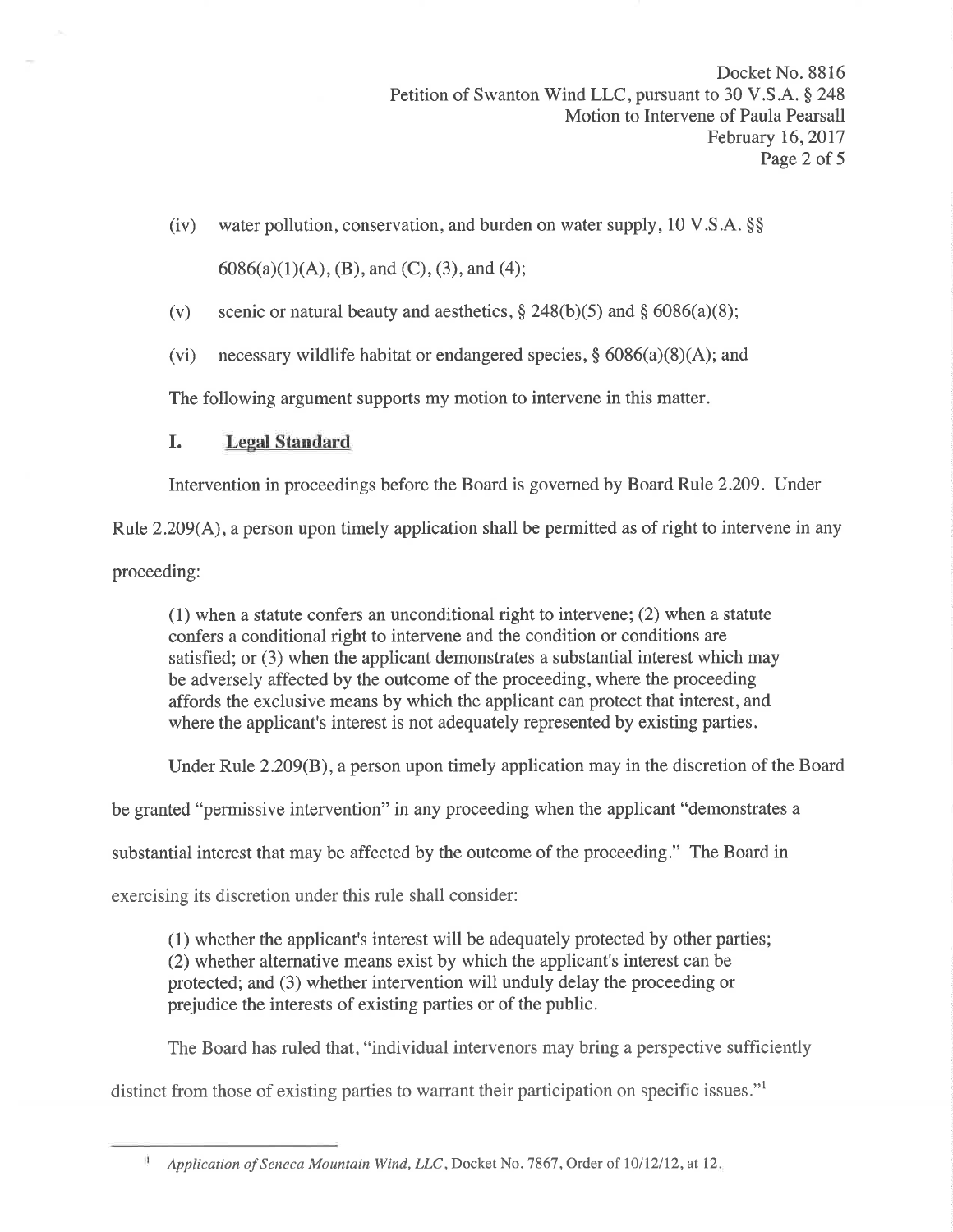(iv) water pollution, conservation, and burden on water supply, 10 V.S.A. §§ 6086(a)(1)(A), (B), and (C), (3), and (4);

(v) scenic or natural beauty and aesthetics, § 248(b)(5) and § 6086(a)(8);

(vi) necessary wildlife habitat or endangered species, § 6086(a)(8)(A); and

The following argument supports my motion to intervene in this matter.

## I. Legal Standard

Intervention in proceedings before the Board is governed by Board Rule 2.209. Under Rule 2.209(A), a person upon timely application shall be permitted as of right to intervene in any proceeding:

> (1) when a statute confers an unconditional right to intervene; (2) when a statute confers a conditional right to intervene and the condition or conditions are satisfied; or (3) when the applicant demonstrates a substantial interest which may be adversely affected by the outcome of the proceeding, where the proceeding affords the exclusive means by which the applicant can protect that interest, and where the applicant's interest is not adequately represented by existing parties.

Under Rule 2.209(B), a person upon timely application may in the discretion of the Board be granted "permissive intervention" in any proceeding when the applicant "demonstrates a substantial interest that may be affected by the outcome of the proceeding." The Board in exercising its discretion under this rule shall consider:

> (1) whether the applicant's interest will be adequately protected by other parties; (2) whether alternative means exist by which the applicant's interest can be protected; and (3) whether intervention will unduly delay the proceeding or prejudice the interests of existing parties or of the public.

The Board has ruled that, "individual intervenors may bring a perspective sufficiently distinct from those of existing parties to warrant their participation on specific issues."[1]

---

[1] *Application of Seneca Mountain Wind, LLC*, Docket No. 7867, Order of 10/12/12, at 12.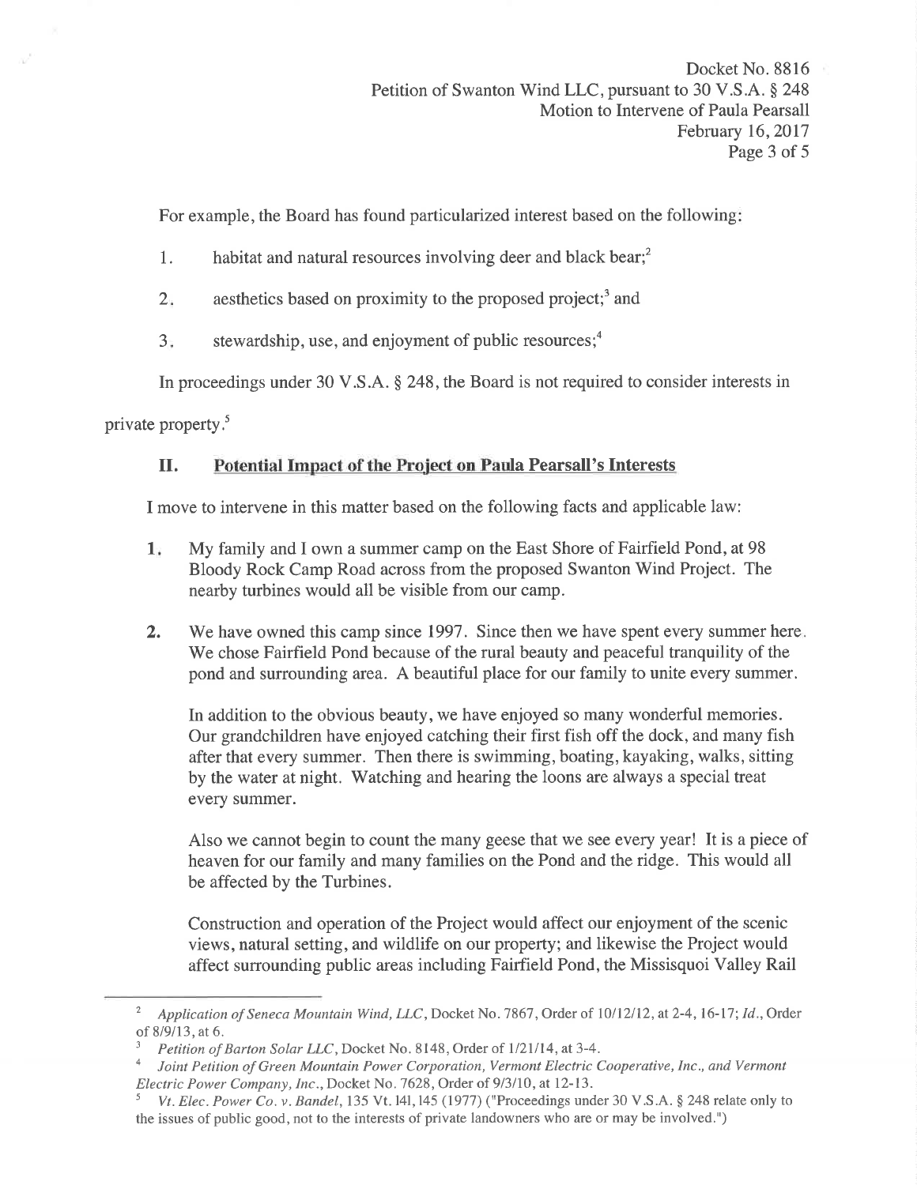For example, the Board has found particularized interest based on the following:

1. habitat and natural resources involving deer and black bear;[2]

2. aesthetics based on proximity to the proposed project;[3] and

3. stewardship, use, and enjoyment of public resources;[4]

In proceedings under 30 V.S.A. § 248, the Board is not required to consider interests in private property.[5]

## II. Potential Impact of the Project on Paula Pearsall's Interests

I move to intervene in this matter based on the following facts and applicable law:

1. My family and I own a summer camp on the East Shore of Fairfield Pond, at 98 Bloody Rock Camp Road across from the proposed Swanton Wind Project. The nearby turbines would all be visible from our camp.

2. We have owned this camp since 1997. Since then we have spent every summer here. We chose Fairfield Pond because of the rural beauty and peaceful tranquility of the pond and surrounding area. A beautiful place for our family to unite every summer.

   In addition to the obvious beauty, we have enjoyed so many wonderful memories. Our grandchildren have enjoyed catching their first fish off the dock, and many fish after that every summer. Then there is swimming, boating, kayaking, walks, sitting by the water at night. Watching and hearing the loons are always a special treat every summer.

   Also we cannot begin to count the many geese that we see every year! It is a piece of heaven for our family and many families on the Pond and the ridge. This would all be affected by the Turbines.

   Construction and operation of the Project would affect our enjoyment of the scenic views, natural setting, and wildlife on our property; and likewise the Project would affect surrounding public areas including Fairfield Pond, the Missisquoi Valley Rail

---

[2] *Application of Seneca Mountain Wind, LLC*, Docket No. 7867, Order of 10/12/12, at 2-4, 16-17; *Id.*, Order of 8/9/13, at 6.

[3] *Petition of Barton Solar LLC*, Docket No. 8148, Order of 1/21/14, at 3-4.

[4] *Joint Petition of Green Mountain Power Corporation, Vermont Electric Cooperative, Inc., and Vermont Electric Power Company, Inc.*, Docket No. 7628, Order of 9/3/10, at 12-13.

[5] *Vt. Elec. Power Co. v. Bandel*, 135 Vt. 141, 145 (1977) ("Proceedings under 30 V.S.A. § 248 relate only to the issues of public good, not to the interests of private landowners who are or may be involved.")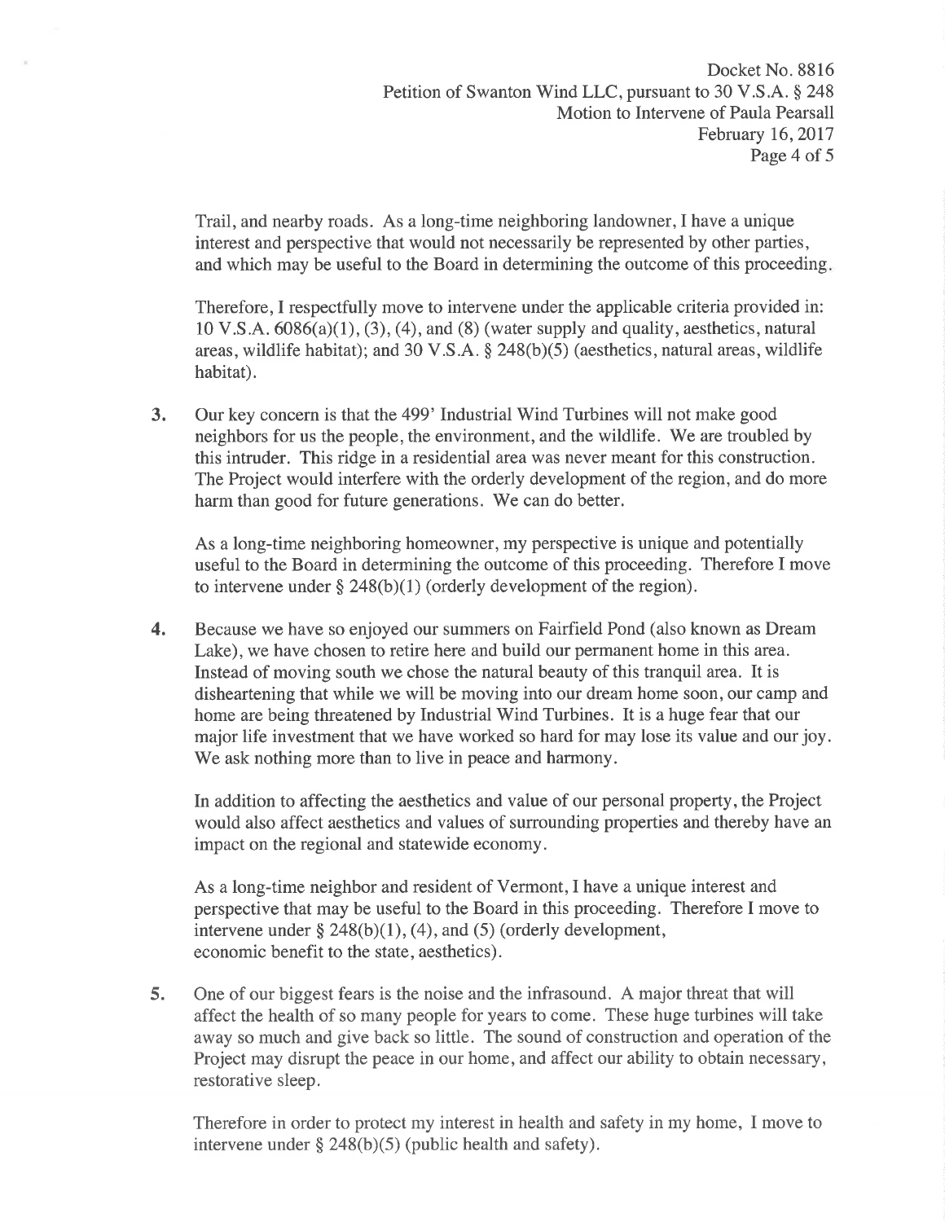Trail, and nearby roads. As a long-time neighboring landowner, I have a unique interest and perspective that would not necessarily be represented by other parties, and which may be useful to the Board in determining the outcome of this proceeding.

Therefore, I respectfully move to intervene under the applicable criteria provided in: 10 V.S.A. 6086(a)(1), (3), (4), and (8) (water supply and quality, aesthetics, natural areas, wildlife habitat); and 30 V.S.A. § 248(b)(5) (aesthetics, natural areas, wildlife habitat).

3. Our key concern is that the 499' Industrial Wind Turbines will not make good neighbors for us the people, the environment, and the wildlife. We are troubled by this intruder. This ridge in a residential area was never meant for this construction. The Project would interfere with the orderly development of the region, and do more harm than good for future generations. We can do better.

   As a long-time neighboring homeowner, my perspective is unique and potentially useful to the Board in determining the outcome of this proceeding. Therefore I move to intervene under § 248(b)(1) (orderly development of the region).

4. Because we have so enjoyed our summers on Fairfield Pond (also known as Dream Lake), we have chosen to retire here and build our permanent home in this area. Instead of moving south we chose the natural beauty of this tranquil area. It is disheartening that while we will be moving into our dream home soon, our camp and home are being threatened by Industrial Wind Turbines. It is a huge fear that our major life investment that we have worked so hard for may lose its value and our joy. We ask nothing more than to live in peace and harmony.

   In addition to affecting the aesthetics and value of our personal property, the Project would also affect aesthetics and values of surrounding properties and thereby have an impact on the regional and statewide economy.

   As a long-time neighbor and resident of Vermont, I have a unique interest and perspective that may be useful to the Board in this proceeding. Therefore I move to intervene under § 248(b)(1), (4), and (5) (orderly development, economic benefit to the state, aesthetics).

5. One of our biggest fears is the noise and the infrasound. A major threat that will affect the health of so many people for years to come. These huge turbines will take away so much and give back so little. The sound of construction and operation of the Project may disrupt the peace in our home, and affect our ability to obtain necessary, restorative sleep.

   Therefore in order to protect my interest in health and safety in my home, I move to intervene under § 248(b)(5) (public health and safety).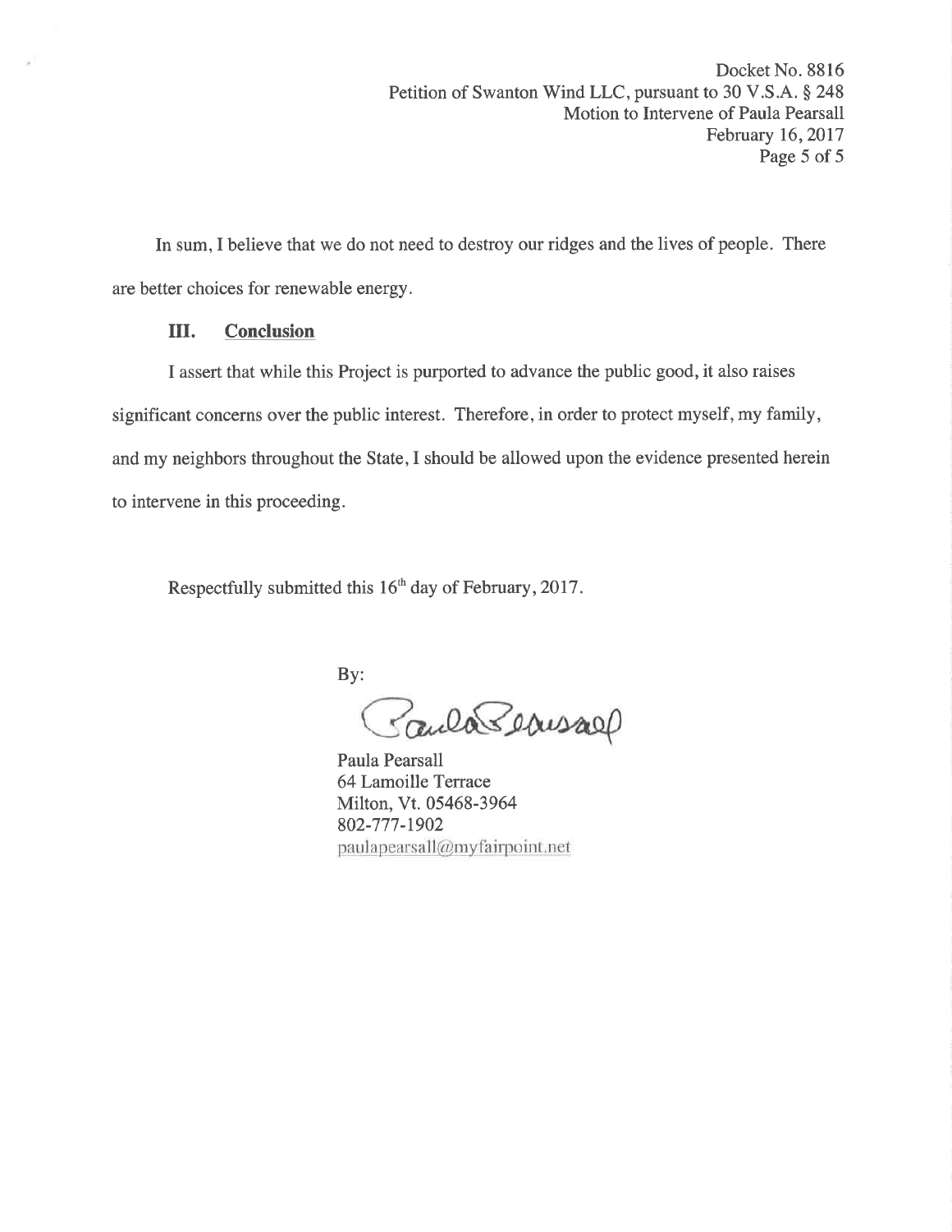In sum, I believe that we do not need to destroy our ridges and the lives of people. There are better choices for renewable energy.

### III. Conclusion

I assert that while this Project is purported to advance the public good, it also raises significant concerns over the public interest. Therefore, in order to protect myself, my family, and my neighbors throughout the State, I should be allowed upon the evidence presented herein to intervene in this proceeding.

Respectfully submitted this 16th day of February, 2017.

By:

Paula Pearsall
64 Lamoille Terrace
Milton, Vt. 05468-3964
802-777-1902
paulapearsall@myfairpoint.net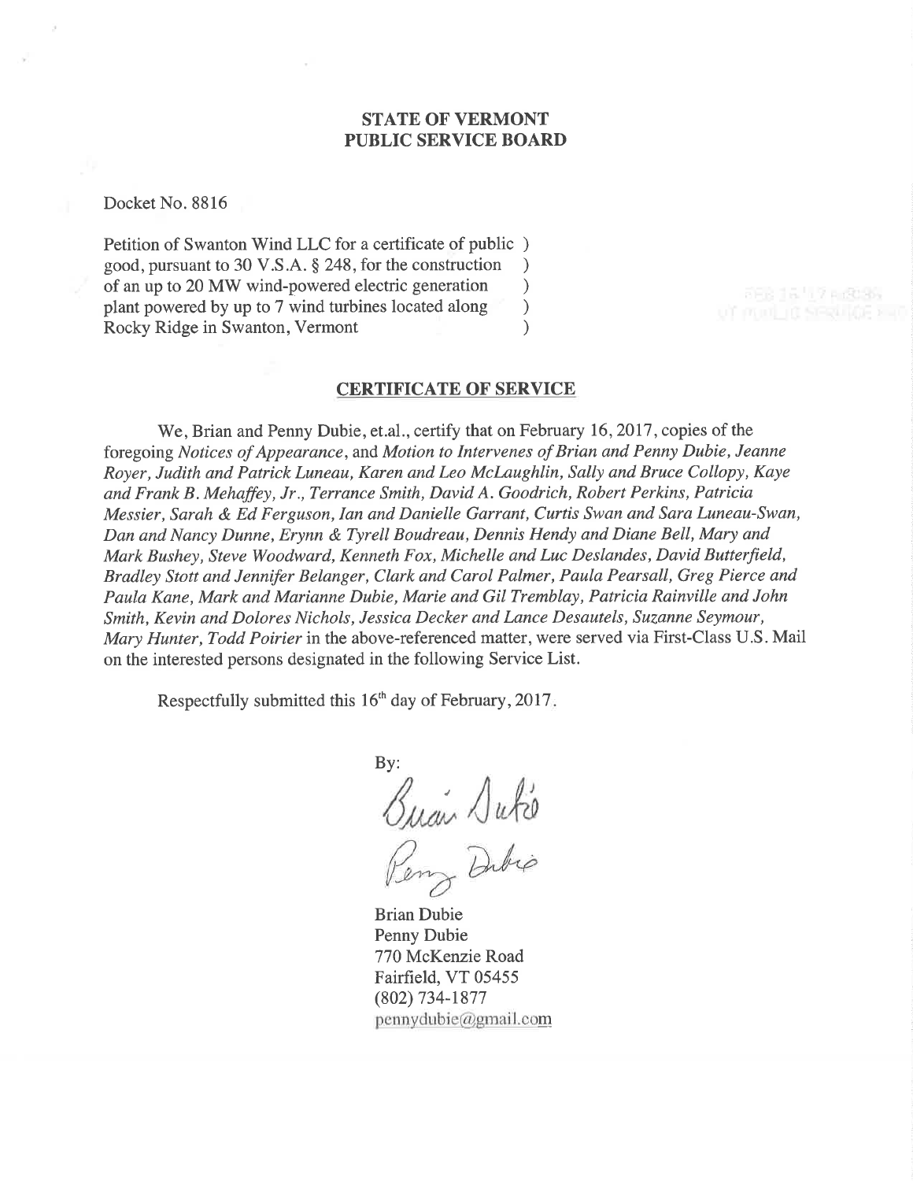**STATE OF VERMONT**
**PUBLIC SERVICE BOARD**

Docket No. 8816

Petition of Swanton Wind LLC for a certificate of public )
good, pursuant to 30 V.S.A. § 248, for the construction )
of an up to 20 MW wind-powered electric generation )
plant powered by up to 7 wind turbines located along )
Rocky Ridge in Swanton, Vermont )

## CERTIFICATE OF SERVICE

We, Brian and Penny Dubie, et.al., certify that on February 16, 2017, copies of the foregoing *Notices of Appearance*, and *Motion to Intervenes of Brian and Penny Dubie, Jeanne Royer, Judith and Patrick Luneau, Karen and Leo McLaughlin, Sally and Bruce Collopy, Kaye and Frank B. Mehaffey, Jr., Terrance Smith, David A. Goodrich, Robert Perkins, Patricia Messier, Sarah & Ed Ferguson, Ian and Danielle Garrant, Curtis Swan and Sara Luneau-Swan, Dan and Nancy Dunne, Erynn & Tyrell Boudreau, Dennis Hendy and Diane Bell, Mary and Mark Bushey, Steve Woodward, Kenneth Fox, Michelle and Luc Deslandes, David Butterfield, Bradley Stott and Jennifer Belanger, Clark and Carol Palmer, Paula Pearsall, Greg Pierce and Paula Kane, Mark and Marianne Dubie, Marie and Gil Tremblay, Patricia Rainville and John Smith, Kevin and Dolores Nichols, Jessica Decker and Lance Desautels, Suzanne Seymour, Mary Hunter, Todd Poirier* in the above-referenced matter, were served via First-Class U.S. Mail on the interested persons designated in the following Service List.

Respectfully submitted this 16th day of February, 2017.

By:

Brian Dubie
Penny Dubie
770 McKenzie Road
Fairfield, VT 05455
(802) 734-1877
pennydubie@gmail.com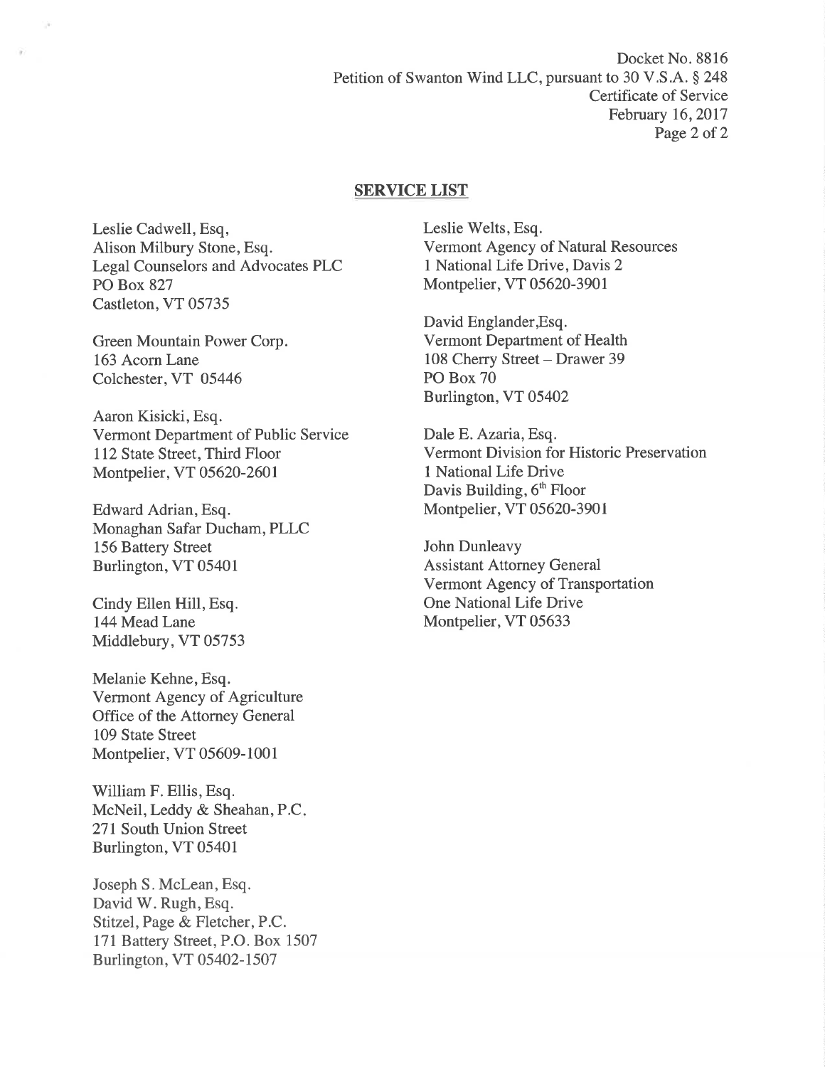## SERVICE LIST

Leslie Cadwell, Esq,
Alison Milbury Stone, Esq.
Legal Counselors and Advocates PLC
PO Box 827
Castleton, VT 05735

Green Mountain Power Corp.
163 Acorn Lane
Colchester, VT 05446

Aaron Kisicki, Esq.
Vermont Department of Public Service
112 State Street, Third Floor
Montpelier, VT 05620-2601

Edward Adrian, Esq.
Monaghan Safar Ducham, PLLC
156 Battery Street
Burlington, VT 05401

Cindy Ellen Hill, Esq.
144 Mead Lane
Middlebury, VT 05753

Melanie Kehne, Esq.
Vermont Agency of Agriculture
Office of the Attorney General
109 State Street
Montpelier, VT 05609-1001

William F. Ellis, Esq.
McNeil, Leddy & Sheahan, P.C.
271 South Union Street
Burlington, VT 05401

Joseph S. McLean, Esq.
David W. Rugh, Esq.
Stitzel, Page & Fletcher, P.C.
171 Battery Street, P.O. Box 1507
Burlington, VT 05402-1507

Leslie Welts, Esq.
Vermont Agency of Natural Resources
1 National Life Drive, Davis 2
Montpelier, VT 05620-3901

David Englander,Esq.
Vermont Department of Health
108 Cherry Street – Drawer 39
PO Box 70
Burlington, VT 05402

Dale E. Azaria, Esq.
Vermont Division for Historic Preservation
1 National Life Drive
Davis Building, 6th Floor
Montpelier, VT 05620-3901

John Dunleavy
Assistant Attorney General
Vermont Agency of Transportation
One National Life Drive
Montpelier, VT 05633